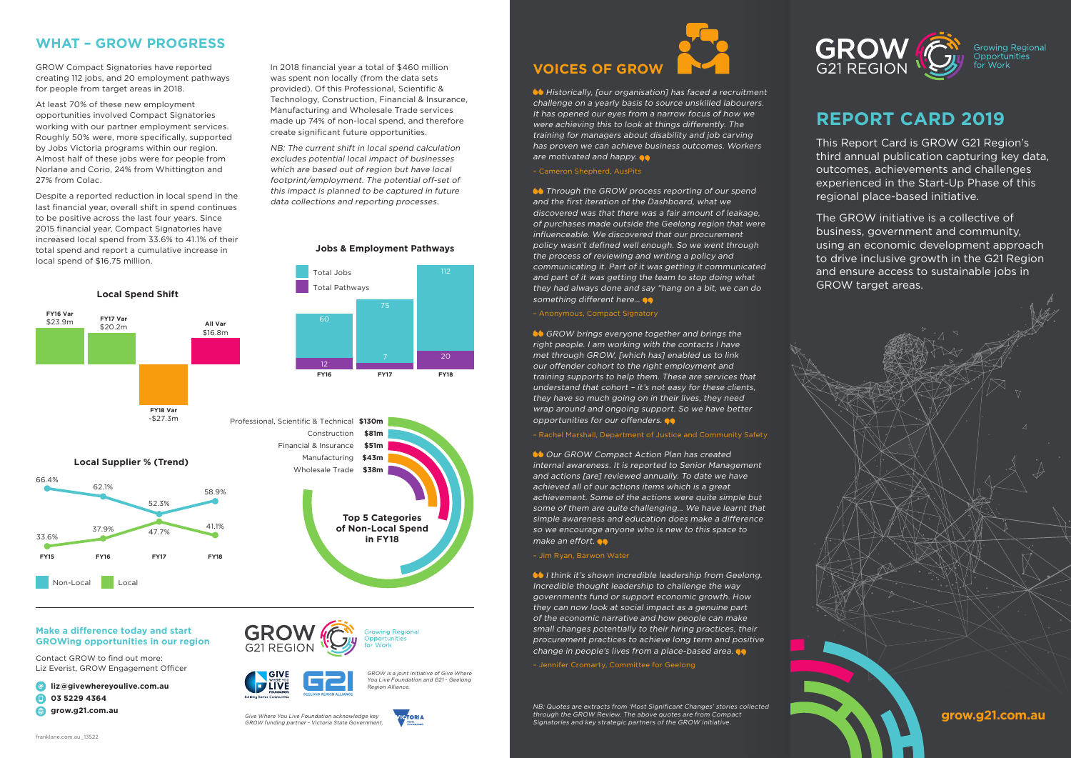## WHAT – GROW PROGRESS

GROW Compact Signatories have reported creating 112 jobs, and 20 employment pathways for people from target areas in 2018.

At least 70% of these new employment opportunities involved Compact Signatories working with our partner employment services. Roughly 50% were, more specifically, supported by Jobs Victoria programs within our region. Almost half of these jobs were for people from Norlane and Corio, 24% from Whittington and 27% from Colac.

Despite a reported reduction in local spend in the last financial year, overall shift in spend continues to be positive across the last four years. Since 2015 financial year, Compact Signatories have increased local spend from 33.6% to 41.1% of their total spend and report a cumulative increase in local spend of $16.75 million.

In 2018 financial year a total of $460 million was spent non locally (from the data sets provided). Of this Professional, Scientific & Technology, Construction, Financial & Insurance, Manufacturing and Wholesale Trade services made up 74% of non-local spend, and therefore create significant future opportunities.

*NB: The current shift in local spend calculation excludes potential local impact of businesses which are based out of region but have local footprint/employment. The potential off-set of this impact is planned to be captured in future data collections and reporting processes.*

### Local Spend Shift

| | Value |
|---|---|
| FY16 Var | $23.9m |
| FY17 Var | $20.2m |
| FY18 Var | -$27.3m |
| All Var | $16.8m |

### Jobs & Employment Pathways

| | Total Jobs | Total Pathways |
|---|---|---|
| FY16 | 60 | 12 |
| FY17 | 75 | 7 |
| FY18 | 112 | 20 |

### Local Supplier % (Trend)

| | FY15 | FY16 | FY17 | FY18 |
|---|---|---|---|---|
| Non-Local | 66.4% | 62.1% | 52.3% | 58.9% |
| Local | 33.6% | 37.9% | 47.7% | 41.1% |

### Top 5 Categories of Non-Local Spend in FY18

| Category | Spend |
|---|---|
| Professional, Scientific & Technical | $130m |
| Construction | $81m |
| Financial & Insurance | $51m |
| Manufacturing | $43m |
| Wholesale Trade | $38m |

**Make a difference today and start GROWing opportunities in our region**

Contact GROW to find out more:
Liz Everist, GROW Engagement Officer

- liz@givewhereyoulive.com.au
- 03 5229 4364
- grow.g21.com.au

GROW G21 REGION – Growing Regional Opportunities for Work

*GROW is a joint initiative of Give Where You Live Foundation and G21 - Geelong Region Alliance.*

*Give Where You Live Foundation acknowledge key GROW funding partner - Victoria State Government.*

franklane.com.au_13522

## VOICES OF GROW

*Historically, [our organisation] has faced a recruitment challenge on a yearly basis to source unskilled labourers. It has opened our eyes from a narrow focus of how we were achieving this to look at things differently. The training for managers about disability and job carving has proven we can achieve business outcomes. Workers are motivated and happy.*

– Cameron Shepherd, AusPits

*Through the GROW process reporting of our spend and the first iteration of the Dashboard, what we discovered was that there was a fair amount of leakage, of purchases made outside the Geelong region that were influenceable. We discovered that our procurement policy wasn't defined well enough. So we went through the process of reviewing and writing a policy and communicating it. Part of it was getting it communicated and part of it was getting the team to stop doing what they had always done and say "hang on a bit, we can do something different here...*

– Anonymous, Compact Signatory

*GROW brings everyone together and brings the right people. I am working with the contacts I have met through GROW, [which has] enabled us to link our offender cohort to the right employment and training supports to help them. These are services that understand that cohort – it's not easy for these clients, they have so much going on in their lives, they need wrap around and ongoing support. So we have better opportunities for our offenders.*

– Rachel Marshall, Department of Justice and Community Safety

*Our GROW Compact Action Plan has created internal awareness. It is reported to Senior Management and actions [are] reviewed annually. To date we have achieved all of our actions items which is a great achievement. Some of the actions were quite simple but some of them are quite challenging... We have learnt that simple awareness and education does make a difference so we encourage anyone who is new to this space to make an effort.*

– Jim Ryan, Barwon Water

*I think it's shown incredible leadership from Geelong. Incredible thought leadership to challenge the way governments fund or support economic growth. How they can now look at social impact as a genuine part of the economic narrative and how people can make small changes potentially to their hiring practices, their procurement practices to achieve long term and positive change in people's lives from a place-based area.*

– Jennifer Cromarty, Committee for Geelong

*NB: Quotes are extracts from 'Most Significant Changes' stories collected through the GROW Review. The above quotes are from Compact Signatories and key strategic partners of the GROW initiative.*

GROW G21 REGION – Growing Regional Opportunities for Work

# REPORT CARD 2019

This Report Card is GROW G21 Region's third annual publication capturing key data, outcomes, achievements and challenges experienced in the Start-Up Phase of this regional place-based initiative.

The GROW initiative is a collective of business, government and community, using an economic development approach to drive inclusive growth in the G21 Region and ensure access to sustainable jobs in GROW target areas.

**grow.g21.com.au**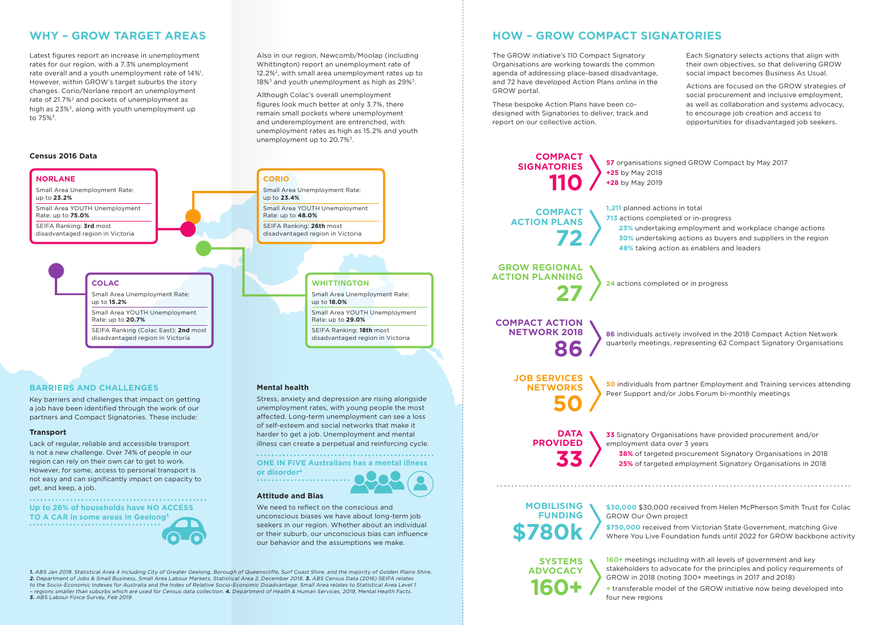## WHY – GROW TARGET AREAS

Latest figures report an increase in unemployment rates for our region, with a 7.3% unemployment rate overall and a youth unemployment rate of 14%[1]. However, within GROW's target suburbs the story changes. Corio/Norlane report an unemployment rate of 21.7%[2] and pockets of unemployment as high as 23%[3], along with youth unemployment up to 75%[3].

Also in our region, Newcomb/Moolap (including Whittington) report an unemployment rate of 12.2%[2], with small area unemployment rates up to 18%[3] and youth unemployment as high as 29%[3].

Although Colac's overall unemployment figures look much better at only 3.7%, there remain small pockets where unemployment and underemployment are entrenched, with unemployment rates as high as 15.2% and youth unemployment up to 20.7%[3].

**Census 2016 Data**

**NORLANE**
- Small Area Unemployment Rate: up to **23.2%**
- Small Area YOUTH Unemployment Rate: up to **75.0%**
- SEIFA Ranking: **3rd** most disadvantaged region in Victoria

**CORIO**
- Small Area Unemployment Rate: up to **23.4%**
- Small Area YOUTH Unemployment Rate: up to **48.0%**
- SEIFA Ranking: **26th** most disadvantaged region in Victoria

**COLAC**
- Small Area Unemployment Rate: up to **15.2%**
- Small Area YOUTH Unemployment Rate: up to **20.7%**
- SEIFA Ranking (Colac East): **2nd** most disadvantaged region in Victoria

**WHITTINGTON**
- Small Area Unemployment Rate: up to **18.0%**
- Small Area YOUTH Unemployment Rate: up to **29.0%**
- SEIFA Ranking: **18th** most disadvantaged region in Victoria

### BARRIERS AND CHALLENGES

Key barriers and challenges that impact on getting a job have been identified through the work of our partners and Compact Signatories. These include:

**Transport**

Lack of regular, reliable and accessible transport is not a new challenge. Over 74% of people in our region can rely on their own car to get to work. However, for some, access to personal transport is not easy and can significantly impact on capacity to get, and keep, a job.

Up to 26% of households have NO ACCESS TO A CAR in some areas in Geelong[3]

**Mental health**

Stress, anxiety and depression are rising alongside unemployment rates, with young people the most affected. Long-term unemployment can see a loss of self-esteem and social networks that make it harder to get a job. Unemployment and mental illness can create a perpetual and reinforcing cycle.

ONE IN FIVE Australians has a mental illness or disorder[4]

**Attitude and Bias**

We need to reflect on the conscious and unconscious biases we have about long-term job seekers in our region. Whether about an individual or their suburb, our unconscious bias can influence our behavior and the assumptions we make.

*1. ABS Jan 2019, Statistical Area 4 including City of Greater Geelong, Borough of Queenscliffe, Surf Coast Shire, and the majority of Golden Plains Shire. 2. Department of Jobs & Small Business, Small Area Labour Markets, Statistical Area 2, December 2018. 3. ABS Census Data (2016) SEIFA relates to the Socio-Economic Indexes for Australia and the Index of Relative Socio-Economic Disadvantage. Small Area relates to Statistical Area Level 1 – regions smaller than suburbs which are used for Census data collection. 4. Department of Health & Human Services, 2019, Mental Health Facts. 5. ABS Labour Force Survey, Feb 2019.*

## HOW – GROW COMPACT SIGNATORIES

The GROW initiative's 110 Compact Signatory Organisations are working towards the common agenda of addressing place-based disadvantage, and 72 have developed Action Plans online in the GROW portal.

These bespoke Action Plans have been co-designed with Signatories to deliver, track and report on our collective action.

Each Signatory selects actions that align with their own objectives, so that delivering GROW social impact becomes Business As Usual.

Actions are focused on the GROW strategies of social procurement and inclusive employment, as well as collaboration and systems advocacy, to encourage job creation and access to opportunities for disadvantaged job seekers.

**COMPACT SIGNATORIES 110**
- **57** organisations signed GROW Compact by May 2017
- **+25** by May 2018
- **+28** by May 2019

**COMPACT ACTION PLANS 72**
- **1,211** planned actions in total
- **713** actions completed or in-progress
  - **23%** undertaking employment and workplace change actions
  - **30%** undertaking actions as buyers and suppliers in the region
  - **48%** taking action as enablers and leaders

**GROW REGIONAL ACTION PLANNING 27**
- **24** actions completed or in progress

**COMPACT ACTION NETWORK 2018 86**
- **86** individuals actively involved in the 2018 Compact Action Network quarterly meetings, representing 62 Compact Signatory Organisations

**JOB SERVICES NETWORKS 50**
- **50** individuals from partner Employment and Training services attending Peer Support and/or Jobs Forum bi-monthly meetings

**DATA PROVIDED 33**
- **33** Signatory Organisations have provided procurement and/or employment data over 3 years
  - **38%** of targeted procurement Signatory Organisations in 2018
  - **25%** of targeted employment Signatory Organisations in 2018

**MOBILISING FUNDING $780k**
- **$30,000** $30,000 received from Helen McPherson Smith Trust for Colac GROW Our Own project
- **$750,000** received from Victorian State Government, matching Give Where You Live Foundation funds until 2022 for GROW backbone activity

**SYSTEMS ADVOCACY 160+**
- **160+** meetings including with all levels of government and key stakeholders to advocate for the principles and policy requirements of GROW in 2018 (noting 300+ meetings in 2017 and 2018)
- **+** transferable model of the GROW initiative now being developed into four new regions